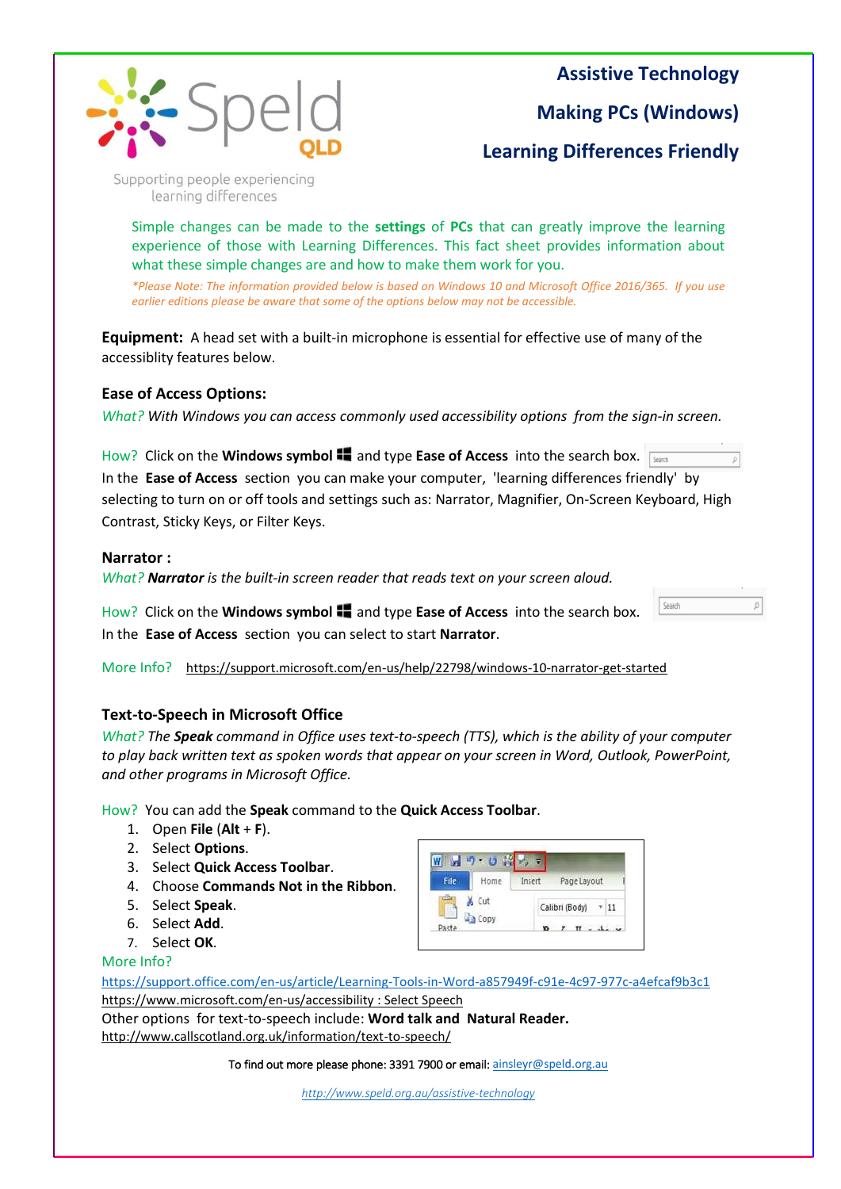Speld QLD

Supporting people experiencing learning differences

# Assistive Technology
# Making PCs (Windows)
# Learning Differences Friendly

Simple changes can be made to the **settings** of **PCs** that can greatly improve the learning experience of those with Learning Differences. This fact sheet provides information about what these simple changes are and how to make them work for you.

*\*Please Note: The information provided below is based on Windows 10 and Microsoft Office 2016/365. If you use earlier editions please be aware that some of the options below may not be accessible.*

**Equipment:** A head set with a built-in microphone is essential for effective use of many of the accessiblity features below.

## Ease of Access Options:

*What? With Windows you can access commonly used accessibility options from the sign-in screen.*

How? Click on the **Windows symbol** and type **Ease of Access** into the search box. In the **Ease of Access** section you can make your computer, 'learning differences friendly' by selecting to turn on or off tools and settings such as: Narrator, Magnifier, On-Screen Keyboard, High Contrast, Sticky Keys, or Filter Keys.

## Narrator :

*What? **Narrator** is the built-in screen reader that reads text on your screen aloud.*

How? Click on the **Windows symbol** and type **Ease of Access** into the search box. In the **Ease of Access** section you can select to start **Narrator**.

More Info? https://support.microsoft.com/en-us/help/22798/windows-10-narrator-get-started

## Text-to-Speech in Microsoft Office

*What? The **Speak** command in Office uses text-to-speech (TTS), which is the ability of your computer to play back written text as spoken words that appear on your screen in Word, Outlook, PowerPoint, and other programs in Microsoft Office.*

How? You can add the **Speak** command to the **Quick Access Toolbar**.

1. Open **File** (**Alt** + **F**).
2. Select **Options**.
3. Select **Quick Access Toolbar**.
4. Choose **Commands Not in the Ribbon**.
5. Select **Speak**.
6. Select **Add**.
7. Select **OK**.

More Info?

https://support.office.com/en-us/article/Learning-Tools-in-Word-a857949f-c91e-4c97-977c-a4efcaf9b3c1

https://www.microsoft.com/en-us/accessibility : Select Speech

Other options for text-to-speech include: **Word talk and Natural Reader.**

http://www.callscotland.org.uk/information/text-to-speech/

To find out more please phone: 3391 7900 or email: ainsleyr@speld.org.au

*http://www.speld.org.au/assistive-technology*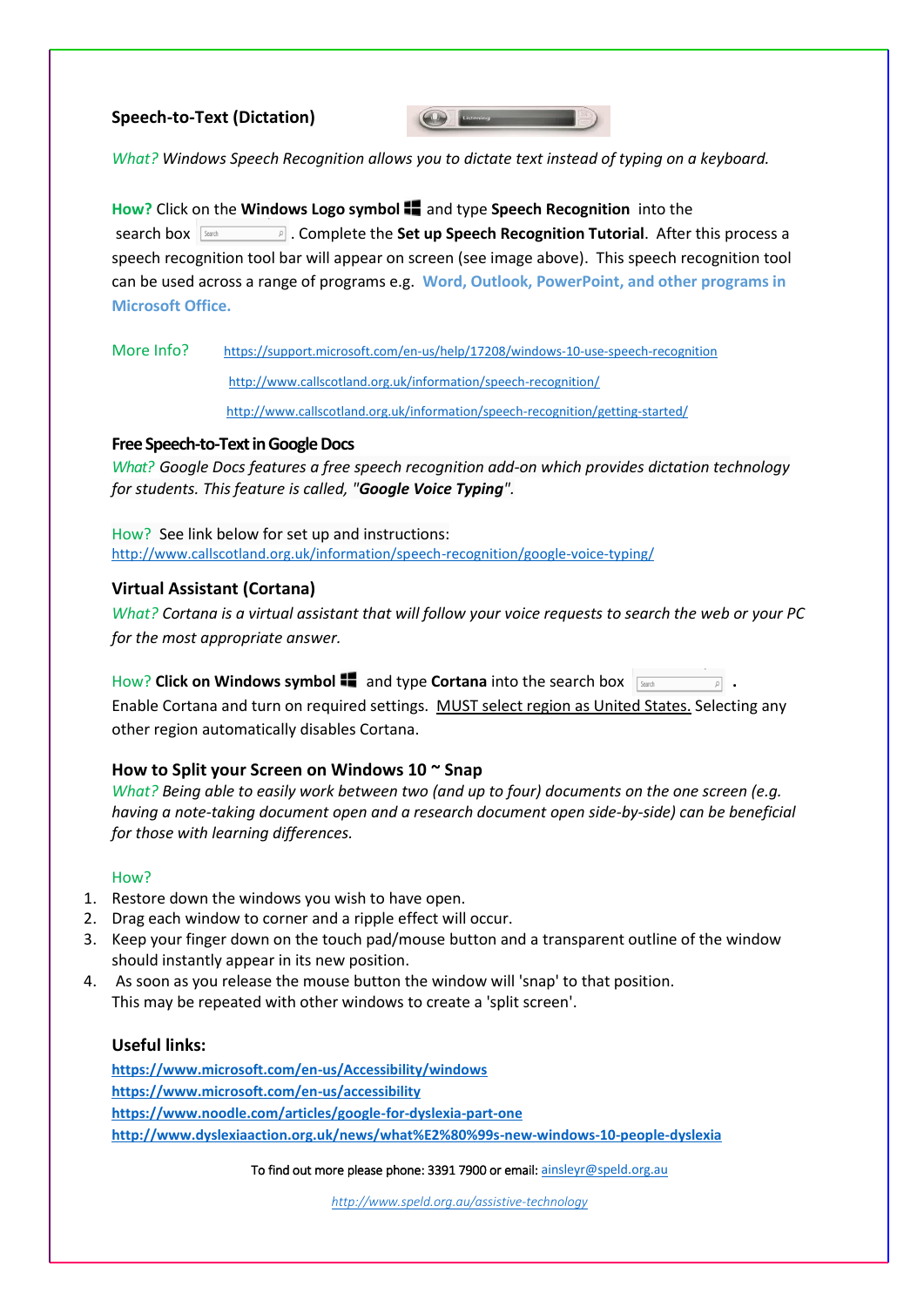## Speech-to-Text (Dictation)

*What? Windows Speech Recognition allows you to dictate text instead of typing on a keyboard.*

**How?** Click on the **Windows Logo symbol** and type **Speech Recognition** into the search box. Complete the **Set up Speech Recognition Tutorial**. After this process a speech recognition tool bar will appear on screen (see image above). This speech recognition tool can be used across a range of programs e.g. **Word, Outlook, PowerPoint, and other programs in Microsoft Office.**

More Info? https://support.microsoft.com/en-us/help/17208/windows-10-use-speech-recognition

http://www.callscotland.org.uk/information/speech-recognition/

http://www.callscotland.org.uk/information/speech-recognition/getting-started/

## Free Speech-to-Text in Google Docs

*What? Google Docs features a free speech recognition add-on which provides dictation technology for students. This feature is called, "**Google Voice Typing**".*

How? See link below for set up and instructions:
http://www.callscotland.org.uk/information/speech-recognition/google-voice-typing/

## Virtual Assistant (Cortana)

*What? Cortana is a virtual assistant that will follow your voice requests to search the web or your PC for the most appropriate answer.*

How? **Click on Windows symbol** and type **Cortana** into the search box.
Enable Cortana and turn on required settings. MUST select region as United States. Selecting any other region automatically disables Cortana.

## How to Split your Screen on Windows 10 ~ Snap

*What? Being able to easily work between two (and up to four) documents on the one screen (e.g. having a note-taking document open and a research document open side-by-side) can be beneficial for those with learning differences.*

How?

1. Restore down the windows you wish to have open.
2. Drag each window to corner and a ripple effect will occur.
3. Keep your finger down on the touch pad/mouse button and a transparent outline of the window should instantly appear in its new position.
4. As soon as you release the mouse button the window will 'snap' to that position.
   This may be repeated with other windows to create a 'split screen'.

## Useful links:

**https://www.microsoft.com/en-us/Accessibility/windows**
**https://www.microsoft.com/en-us/accessibility**
**https://www.noodle.com/articles/google-for-dyslexia-part-one**
**http://www.dyslexiaaction.org.uk/news/what%E2%80%99s-new-windows-10-people-dyslexia**

To find out more please phone: 3391 7900 or email: ainsleyr@speld.org.au

*http://www.speld.org.au/assistive-technology*